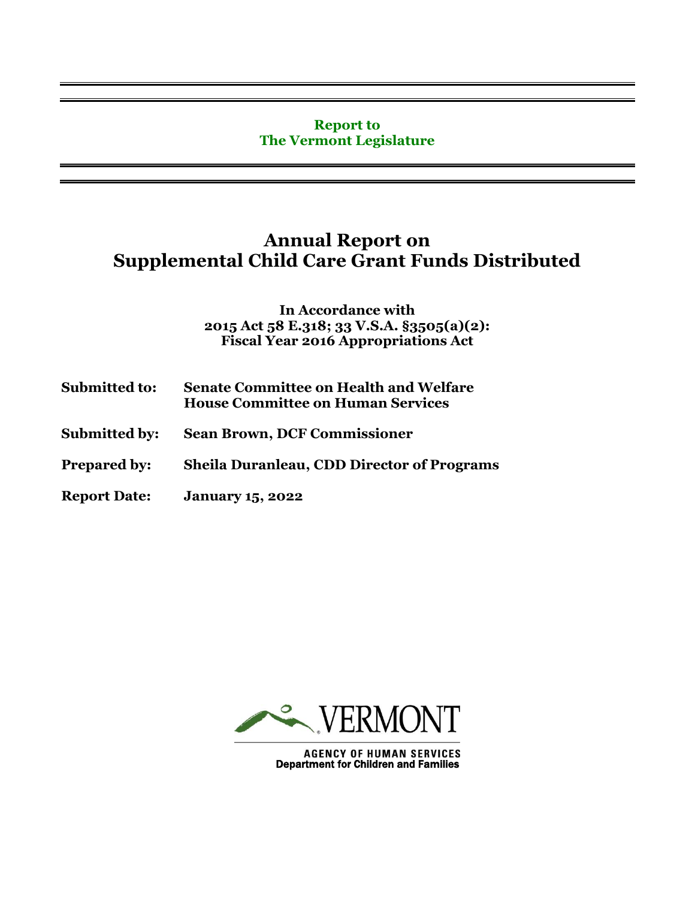**Report to**
**The Vermont Legislature**

# Annual Report on Supplemental Child Care Grant Funds Distributed

**In Accordance with**
**2015 Act 58 E.318; 33 V.S.A. §3505(a)(2):**
**Fiscal Year 2016 Appropriations Act**

**Submitted to:** **Senate Committee on Health and Welfare**
**House Committee on Human Services**

**Submitted by:** **Sean Brown, DCF Commissioner**

**Prepared by:** **Sheila Duranleau, CDD Director of Programs**

**Report Date:** **January 15, 2022**

VERMONT

AGENCY OF HUMAN SERVICES
Department for Children and Families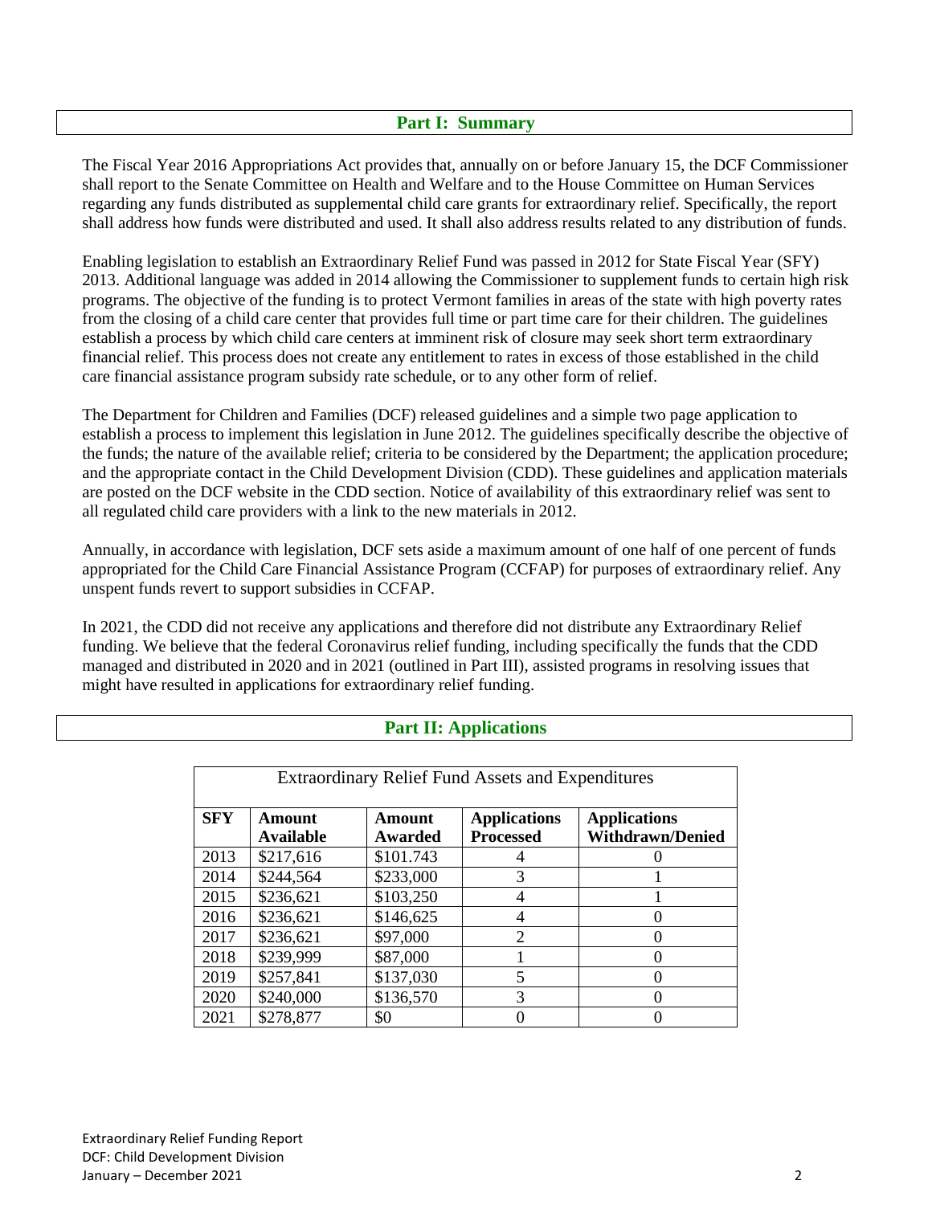## Part I: Summary

The Fiscal Year 2016 Appropriations Act provides that, annually on or before January 15, the DCF Commissioner shall report to the Senate Committee on Health and Welfare and to the House Committee on Human Services regarding any funds distributed as supplemental child care grants for extraordinary relief. Specifically, the report shall address how funds were distributed and used. It shall also address results related to any distribution of funds.

Enabling legislation to establish an Extraordinary Relief Fund was passed in 2012 for State Fiscal Year (SFY) 2013. Additional language was added in 2014 allowing the Commissioner to supplement funds to certain high risk programs. The objective of the funding is to protect Vermont families in areas of the state with high poverty rates from the closing of a child care center that provides full time or part time care for their children. The guidelines establish a process by which child care centers at imminent risk of closure may seek short term extraordinary financial relief. This process does not create any entitlement to rates in excess of those established in the child care financial assistance program subsidy rate schedule, or to any other form of relief.

The Department for Children and Families (DCF) released guidelines and a simple two page application to establish a process to implement this legislation in June 2012. The guidelines specifically describe the objective of the funds; the nature of the available relief; criteria to be considered by the Department; the application procedure; and the appropriate contact in the Child Development Division (CDD). These guidelines and application materials are posted on the DCF website in the CDD section. Notice of availability of this extraordinary relief was sent to all regulated child care providers with a link to the new materials in 2012.

Annually, in accordance with legislation, DCF sets aside a maximum amount of one half of one percent of funds appropriated for the Child Care Financial Assistance Program (CCFAP) for purposes of extraordinary relief. Any unspent funds revert to support subsidies in CCFAP.

In 2021, the CDD did not receive any applications and therefore did not distribute any Extraordinary Relief funding. We believe that the federal Coronavirus relief funding, including specifically the funds that the CDD managed and distributed in 2020 and in 2021 (outlined in Part III), assisted programs in resolving issues that might have resulted in applications for extraordinary relief funding.

## Part II: Applications

Extraordinary Relief Fund Assets and Expenditures

| SFY | Amount Available | Amount Awarded | Applications Processed | Applications Withdrawn/Denied |
|---|---|---|---|---|
| 2013 | $217,616 | $101.743 | 4 | 0 |
| 2014 | $244,564 | $233,000 | 3 | 1 |
| 2015 | $236,621 | $103,250 | 4 | 1 |
| 2016 | $236,621 | $146,625 | 4 | 0 |
| 2017 | $236,621 | $97,000 | 2 | 0 |
| 2018 | $239,999 | $87,000 | 1 | 0 |
| 2019 | $257,841 | $137,030 | 5 | 0 |
| 2020 | $240,000 | $136,570 | 3 | 0 |
| 2021 | $278,877 | $0 | 0 | 0 |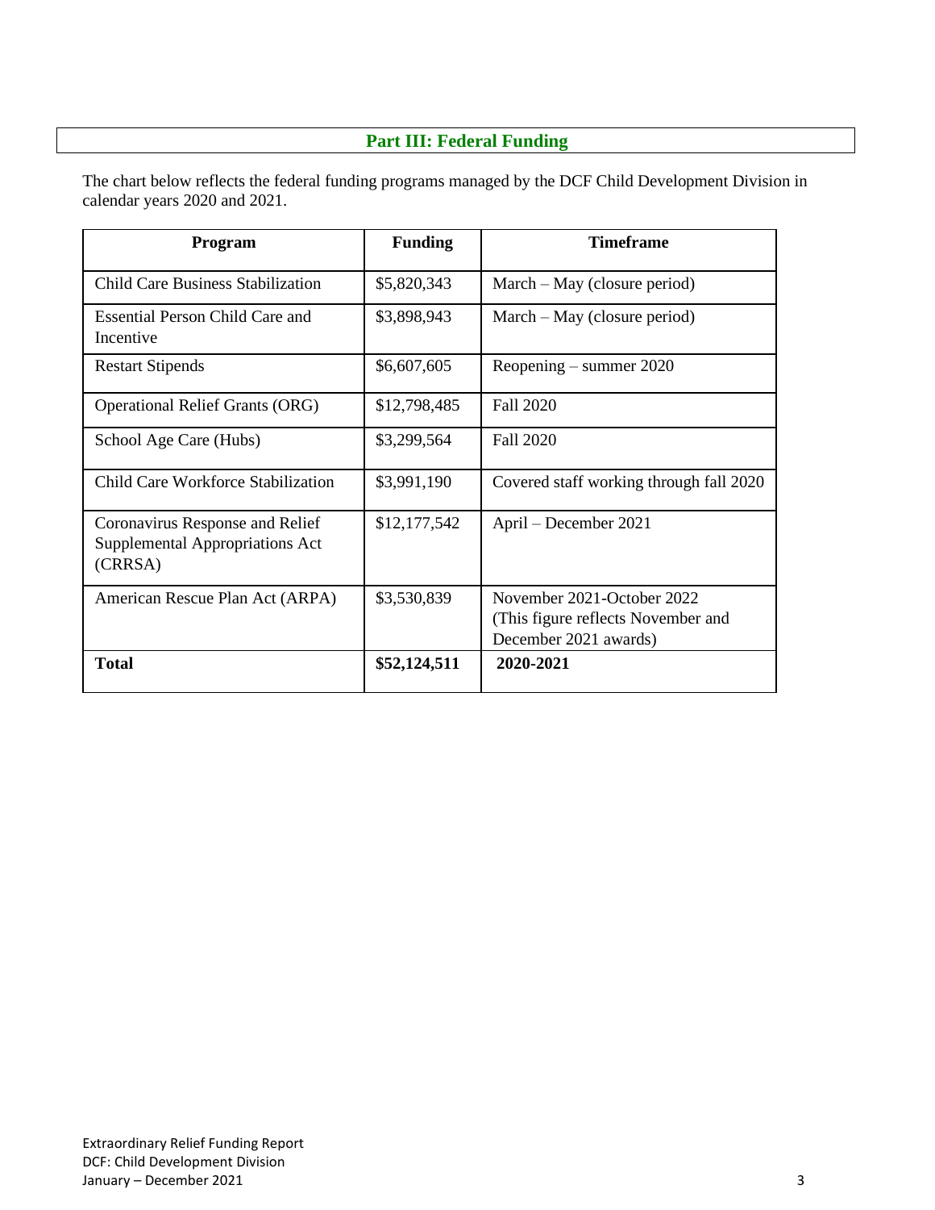## Part III: Federal Funding

The chart below reflects the federal funding programs managed by the DCF Child Development Division in calendar years 2020 and 2021.

| Program | Funding | Timeframe |
|---|---|---|
| Child Care Business Stabilization | $5,820,343 | March – May (closure period) |
| Essential Person Child Care and Incentive | $3,898,943 | March – May (closure period) |
| Restart Stipends | $6,607,605 | Reopening – summer 2020 |
| Operational Relief Grants (ORG) | $12,798,485 | Fall 2020 |
| School Age Care (Hubs) | $3,299,564 | Fall 2020 |
| Child Care Workforce Stabilization | $3,991,190 | Covered staff working through fall 2020 |
| Coronavirus Response and Relief Supplemental Appropriations Act (CRRSA) | $12,177,542 | April – December 2021 |
| American Rescue Plan Act (ARPA) | $3,530,839 | November 2021-October 2022 (This figure reflects November and December 2021 awards) |
| **Total** | **$52,124,511** | **2020-2021** |